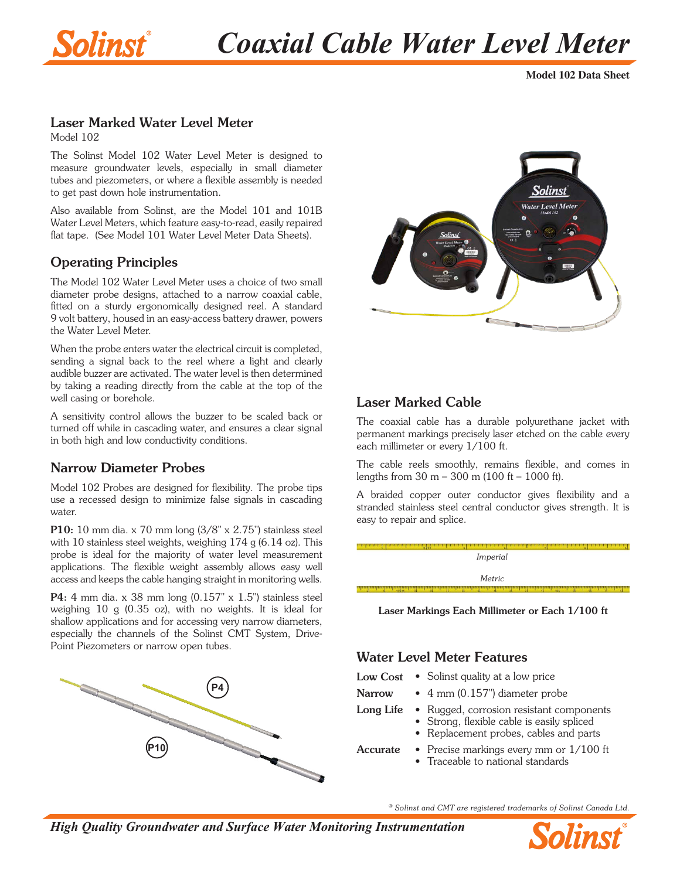# Coaxial Cable Water Level Meter

**Model 102 Data Sheet**

## Laser Marked Water Level Meter

Model 102

The Solinst Model 102 Water Level Meter is designed to measure groundwater levels, especially in small diameter tubes and piezometers, or where a flexible assembly is needed to get past down hole instrumentation.

Also available from Solinst, are the Model 101 and 101B Water Level Meters, which feature easy-to-read, easily repaired flat tape. (See Model 101 Water Level Meter Data Sheets).

## Operating Principles

The Model 102 Water Level Meter uses a choice of two small diameter probe designs, attached to a narrow coaxial cable, fitted on a sturdy ergonomically designed reel. A standard 9 volt battery, housed in an easy-access battery drawer, powers the Water Level Meter.

When the probe enters water the electrical circuit is completed, sending a signal back to the reel where a light and clearly audible buzzer are activated. The water level is then determined by taking a reading directly from the cable at the top of the well casing or borehole.

A sensitivity control allows the buzzer to be scaled back or turned off while in cascading water, and ensures a clear signal in both high and low conductivity conditions.

## Narrow Diameter Probes

Model 102 Probes are designed for flexibility. The probe tips use a recessed design to minimize false signals in cascading water.

**P10:** 10 mm dia. x 70 mm long (3/8" x 2.75") stainless steel with 10 stainless steel weights, weighing 174 g (6.14 oz). This probe is ideal for the majority of water level measurement applications. The flexible weight assembly allows easy well access and keeps the cable hanging straight in monitoring wells.

**P4:** 4 mm dia. x 38 mm long (0.157" x 1.5") stainless steel weighing 10 g (0.35 oz), with no weights. It is ideal for shallow applications and for accessing very narrow diameters, especially the channels of the Solinst CMT System, Drive-Point Piezometers or narrow open tubes.

P4

P10

## Laser Marked Cable

The coaxial cable has a durable polyurethane jacket with permanent markings precisely laser etched on the cable every each millimeter or every 1/100 ft.

The cable reels smoothly, remains flexible, and comes in lengths from 30 m – 300 m (100 ft – 1000 ft).

A braided copper outer conductor gives flexibility and a stranded stainless steel central conductor gives strength. It is easy to repair and splice.

*Imperial*

*Metric*

**Laser Markings Each Millimeter or Each 1/100 ft**

## Water Level Meter Features

| | |
|---|---|
| **Low Cost** | • Solinst quality at a low price |
| **Narrow** | • 4 mm (0.157") diameter probe |
| **Long Life** | • Rugged, corrosion resistant components<br>• Strong, flexible cable is easily spliced<br>• Replacement probes, cables and parts |
| **Accurate** | • Precise markings every mm or 1/100 ft<br>• Traceable to national standards |

*® Solinst and CMT are registered trademarks of Solinst Canada Ltd.*

*High Quality Groundwater and Surface Water Monitoring Instrumentation*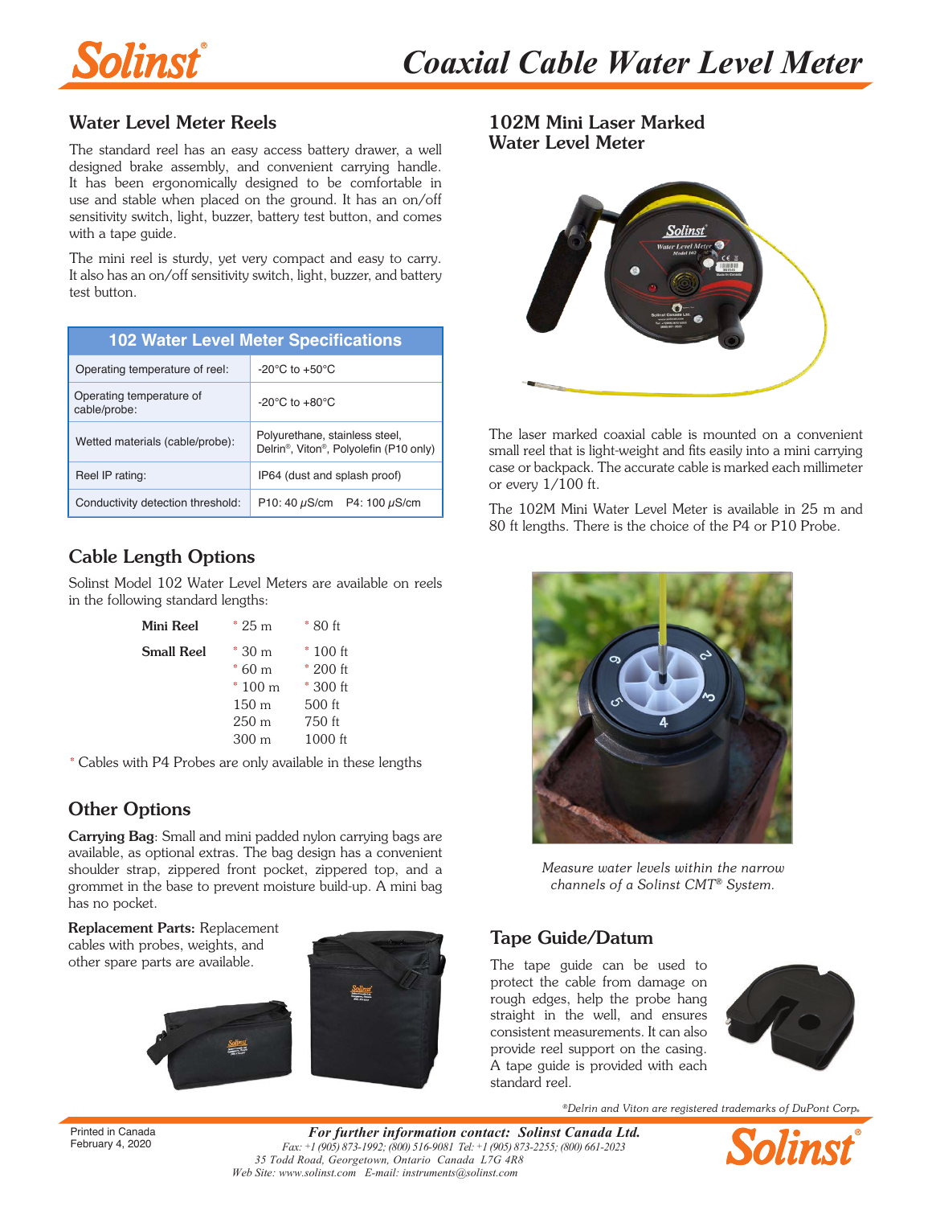# Coaxial Cable Water Level Meter

## Water Level Meter Reels

The standard reel has an easy access battery drawer, a well designed brake assembly, and convenient carrying handle. It has been ergonomically designed to be comfortable in use and stable when placed on the ground. It has an on/off sensitivity switch, light, buzzer, battery test button, and comes with a tape guide.

The mini reel is sturdy, yet very compact and easy to carry. It also has an on/off sensitivity switch, light, buzzer, and battery test button.

| 102 Water Level Meter Specifications | |
|---|---|
| Operating temperature of reel: | -20°C to +50°C |
| Operating temperature of cable/probe: | -20°C to +80°C |
| Wetted materials (cable/probe): | Polyurethane, stainless steel, Delrin®, Viton®, Polyolefin (P10 only) |
| Reel IP rating: | IP64 (dust and splash proof) |
| Conductivity detection threshold: | P10: 40 μS/cm P4: 100 μS/cm |

## Cable Length Options

Solinst Model 102 Water Level Meters are available on reels in the following standard lengths:

| | | |
|---|---|---|
| **Mini Reel** | * 25 m | * 80 ft |
| **Small Reel** | * 30 m | * 100 ft |
| | * 60 m | * 200 ft |
| | * 100 m | * 300 ft |
| | 150 m | 500 ft |
| | 250 m | 750 ft |
| | 300 m | 1000 ft |

* Cables with P4 Probes are only available in these lengths

## Other Options

**Carrying Bag**: Small and mini padded nylon carrying bags are available, as optional extras. The bag design has a convenient shoulder strap, zippered front pocket, zippered top, and a grommet in the base to prevent moisture build-up. A mini bag has no pocket.

**Replacement Parts:** Replacement cables with probes, weights, and other spare parts are available.

## 102M Mini Laser Marked Water Level Meter

The laser marked coaxial cable is mounted on a convenient small reel that is light-weight and fits easily into a mini carrying case or backpack. The accurate cable is marked each millimeter or every 1/100 ft.

The 102M Mini Water Level Meter is available in 25 m and 80 ft lengths. There is the choice of the P4 or P10 Probe.

*Measure water levels within the narrow channels of a Solinst CMT® System.*

## Tape Guide/Datum

The tape guide can be used to protect the cable from damage on rough edges, help the probe hang straight in the well, and ensures consistent measurements. It can also provide reel support on the casing. A tape guide is provided with each standard reel.

*®Delrin and Viton are registered trademarks of DuPont Corp.*

Printed in Canada
February 4, 2020

***For further information contact: Solinst Canada Ltd.***
*Fax: +1 (905) 873-1992; (800) 516-9081 Tel: +1 (905) 873-2255; (800) 661-2023*
*35 Todd Road, Georgetown, Ontario Canada L7G 4R8*
*Web Site: www.solinst.com E-mail: instruments@solinst.com*